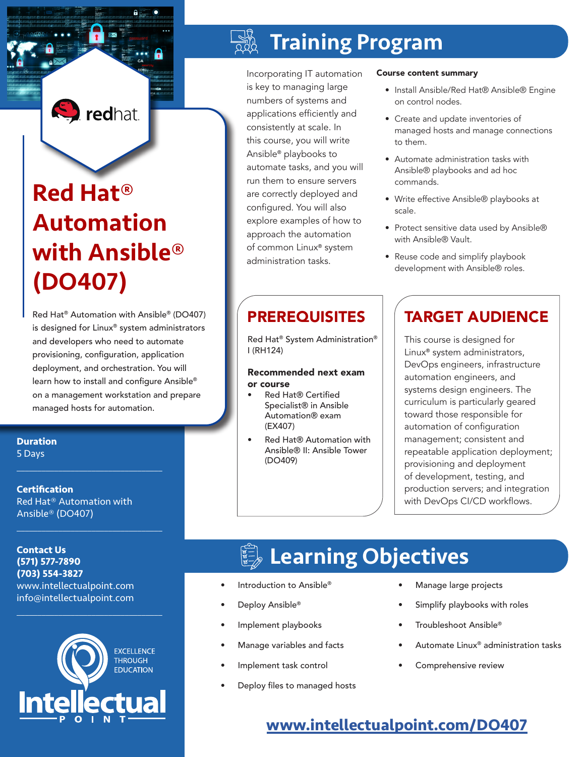redhat

# Red Hat® Automation with Ansible® (DO407)

Red Hat® Automation with Ansible® (DO407) is designed for Linux® system administrators and developers who need to automate provisioning, configuration, application deployment, and orchestration. You will learn how to install and configure Ansible® on a management workstation and prepare managed hosts for automation.

**Duration**
5 Days

**Certification**
Red Hat® Automation with Ansible® (DO407)

**Contact Us**
**(571) 577-7890**
**(703) 554-3827**
www.intellectualpoint.com
info@intellectualpoint.com

EXCELLENCE THROUGH EDUCATION

Intellectual POINT

## Training Program

Incorporating IT automation is key to managing large numbers of systems and applications efficiently and consistently at scale. In this course, you will write Ansible® playbooks to automate tasks, and you will run them to ensure servers are correctly deployed and configured. You will also explore examples of how to approach the automation of common Linux® system administration tasks.

**Course content summary**

- Install Ansible/Red Hat® Ansible® Engine on control nodes.
- Create and update inventories of managed hosts and manage connections to them.
- Automate administration tasks with Ansible® playbooks and ad hoc commands.
- Write effective Ansible® playbooks at scale.
- Protect sensitive data used by Ansible® with Ansible® Vault.
- Reuse code and simplify playbook development with Ansible® roles.

## PREREQUISITES

Red Hat® System Administration® I (RH124)

**Recommended next exam or course**

- Red Hat® Certified Specialist® in Ansible Automation® exam (EX407)
- Red Hat® Automation with Ansible® II: Ansible Tower (DO409)

## TARGET AUDIENCE

This course is designed for Linux® system administrators, DevOps engineers, infrastructure automation engineers, and systems design engineers. The curriculum is particularly geared toward those responsible for automation of configuration management; consistent and repeatable application deployment; provisioning and deployment of development, testing, and production servers; and integration with DevOps CI/CD workflows.

## Learning Objectives

- Introduction to Ansible®
- Deploy Ansible®
- Implement playbooks
- Manage variables and facts
- Implement task control
- Deploy files to managed hosts
- Manage large projects
- Simplify playbooks with roles
- Troubleshoot Ansible®
- Automate Linux® administration tasks
- Comprehensive review

**www.intellectualpoint.com/DO407**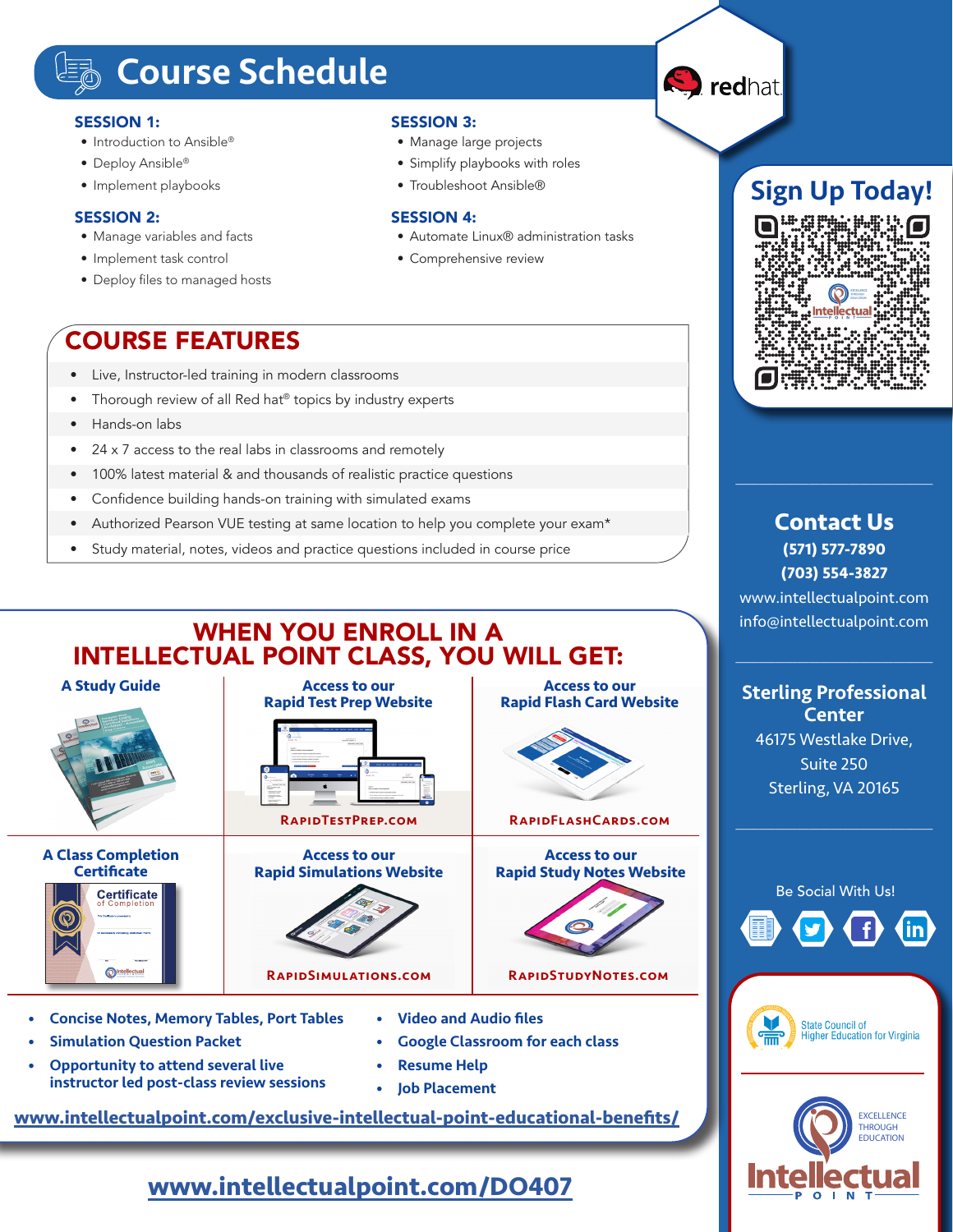# Course Schedule

redhat

### SESSION 1:
- Introduction to Ansible®
- Deploy Ansible®
- Implement playbooks

### SESSION 2:
- Manage variables and facts
- Implement task control
- Deploy files to managed hosts

### SESSION 3:
- Manage large projects
- Simplify playbooks with roles
- Troubleshoot Ansible®

### SESSION 4:
- Automate Linux® administration tasks
- Comprehensive review

## COURSE FEATURES

- Live, Instructor-led training in modern classrooms
- Thorough review of all Red hat® topics by industry experts
- Hands-on labs
- 24 x 7 access to the real labs in classrooms and remotely
- 100% latest material & and thousands of realistic practice questions
- Confidence building hands-on training with simulated exams
- Authorized Pearson VUE testing at same location to help you complete your exam*
- Study material, notes, videos and practice questions included in course price

## WHEN YOU ENROLL IN A INTELLECTUAL POINT CLASS, YOU WILL GET:

| | | |
|---|---|---|
| A Study Guide | Access to our Rapid Test Prep Website<br>RAPIDTESTPREP.COM | Access to our Rapid Flash Card Website<br>RAPIDFLASHCARDS.COM |
| A Class Completion Certificate | Access to our Rapid Simulations Website<br>RAPIDSIMULATIONS.COM | Access to our Rapid Study Notes Website<br>RAPIDSTUDYNOTES.COM |

- **Concise Notes, Memory Tables, Port Tables**
- **Simulation Question Packet**
- **Opportunity to attend several live instructor led post-class review sessions**
- **Video and Audio files**
- **Google Classroom for each class**
- **Resume Help**
- **Job Placement**

**www.intellectualpoint.com/exclusive-intellectual-point-educational-benefits/**

**www.intellectualpoint.com/DO407**

## Sign Up Today!

## Contact Us

**(571) 577-7890**
**(703) 554-3827**
www.intellectualpoint.com
info@intellectualpoint.com

### Sterling Professional Center

46175 Westlake Drive,
Suite 250
Sterling, VA 20165

Be Social With Us!

State Council of Higher Education for Virginia

EXCELLENCE THROUGH EDUCATION

Intellectual POINT